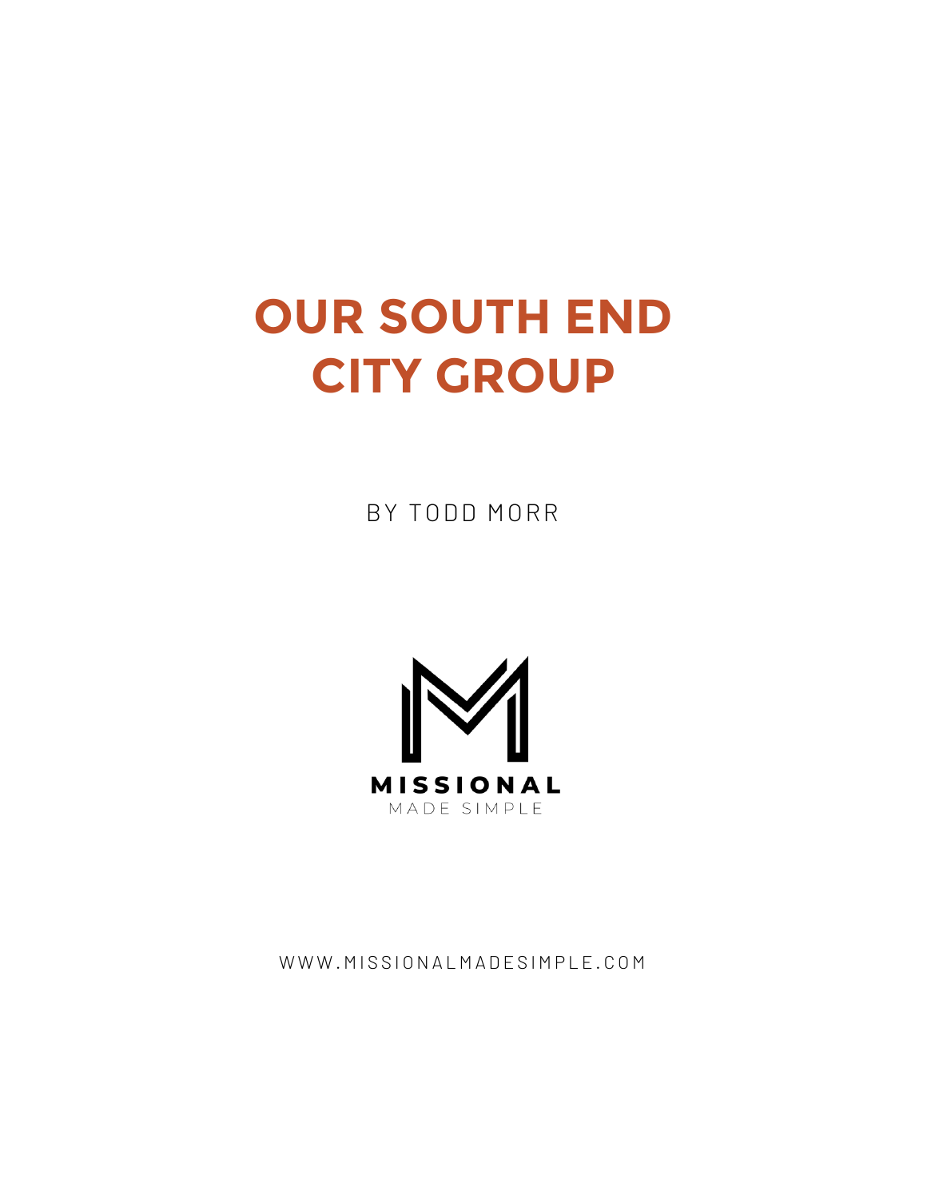# OUR SOUTH END CITY GROUP

BY TODD MORR

MISSIONAL

MADE SIMPLE

WWW.MISSIONALMADESIMPLE.COM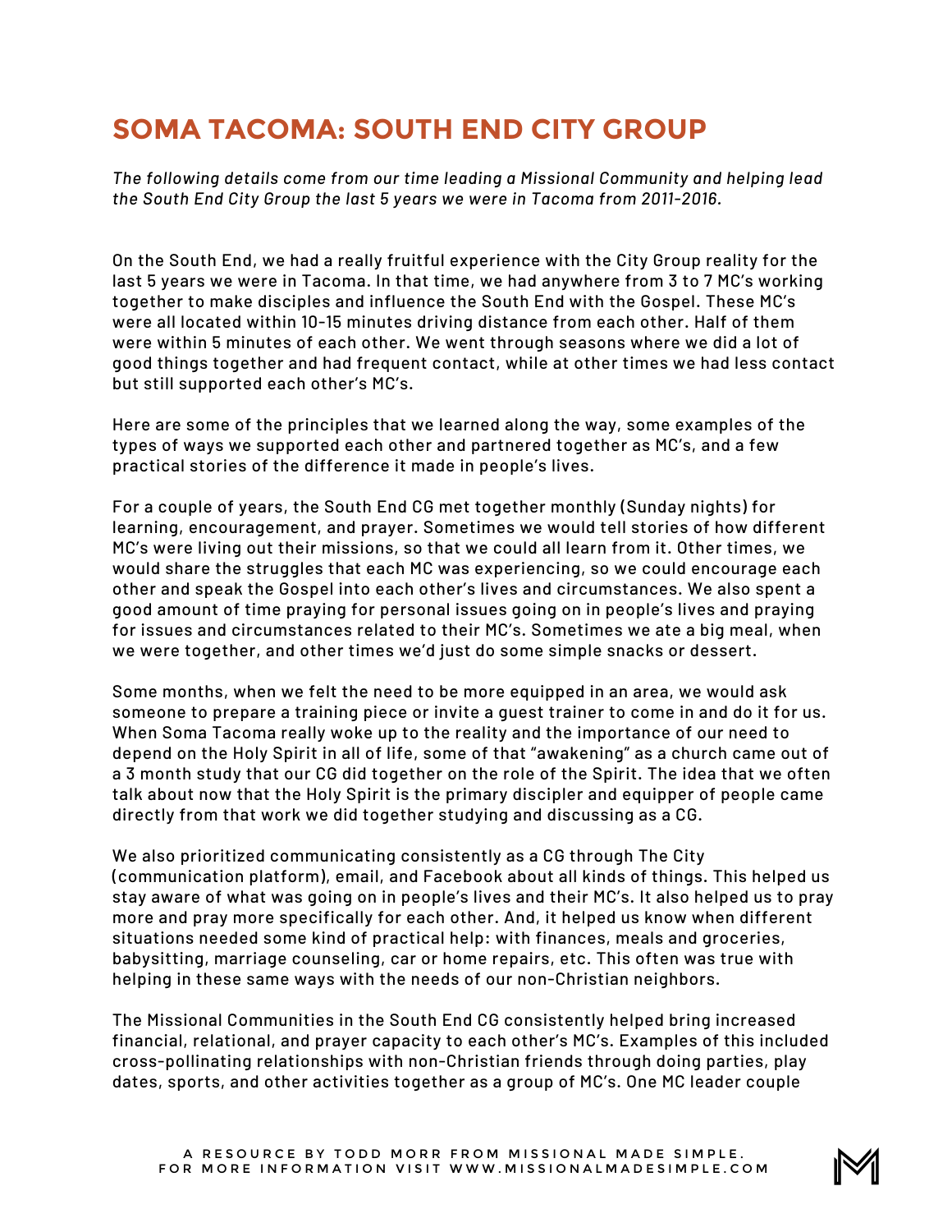# SOMA TACOMA: SOUTH END CITY GROUP

*The following details come from our time leading a Missional Community and helping lead the South End City Group the last 5 years we were in Tacoma from 2011-2016.*

On the South End, we had a really fruitful experience with the City Group reality for the last 5 years we were in Tacoma. In that time, we had anywhere from 3 to 7 MC's working together to make disciples and influence the South End with the Gospel. These MC's were all located within 10-15 minutes driving distance from each other. Half of them were within 5 minutes of each other. We went through seasons where we did a lot of good things together and had frequent contact, while at other times we had less contact but still supported each other's MC's.

Here are some of the principles that we learned along the way, some examples of the types of ways we supported each other and partnered together as MC's, and a few practical stories of the difference it made in people's lives.

For a couple of years, the South End CG met together monthly (Sunday nights) for learning, encouragement, and prayer. Sometimes we would tell stories of how different MC's were living out their missions, so that we could all learn from it. Other times, we would share the struggles that each MC was experiencing, so we could encourage each other and speak the Gospel into each other's lives and circumstances. We also spent a good amount of time praying for personal issues going on in people's lives and praying for issues and circumstances related to their MC's. Sometimes we ate a big meal, when we were together, and other times we'd just do some simple snacks or dessert.

Some months, when we felt the need to be more equipped in an area, we would ask someone to prepare a training piece or invite a guest trainer to come in and do it for us. When Soma Tacoma really woke up to the reality and the importance of our need to depend on the Holy Spirit in all of life, some of that "awakening" as a church came out of a 3 month study that our CG did together on the role of the Spirit. The idea that we often talk about now that the Holy Spirit is the primary discipler and equipper of people came directly from that work we did together studying and discussing as a CG.

We also prioritized communicating consistently as a CG through The City (communication platform), email, and Facebook about all kinds of things. This helped us stay aware of what was going on in people's lives and their MC's. It also helped us to pray more and pray more specifically for each other. And, it helped us know when different situations needed some kind of practical help: with finances, meals and groceries, babysitting, marriage counseling, car or home repairs, etc. This often was true with helping in these same ways with the needs of our non-Christian neighbors.

The Missional Communities in the South End CG consistently helped bring increased financial, relational, and prayer capacity to each other's MC's. Examples of this included cross-pollinating relationships with non-Christian friends through doing parties, play dates, sports, and other activities together as a group of MC's. One MC leader couple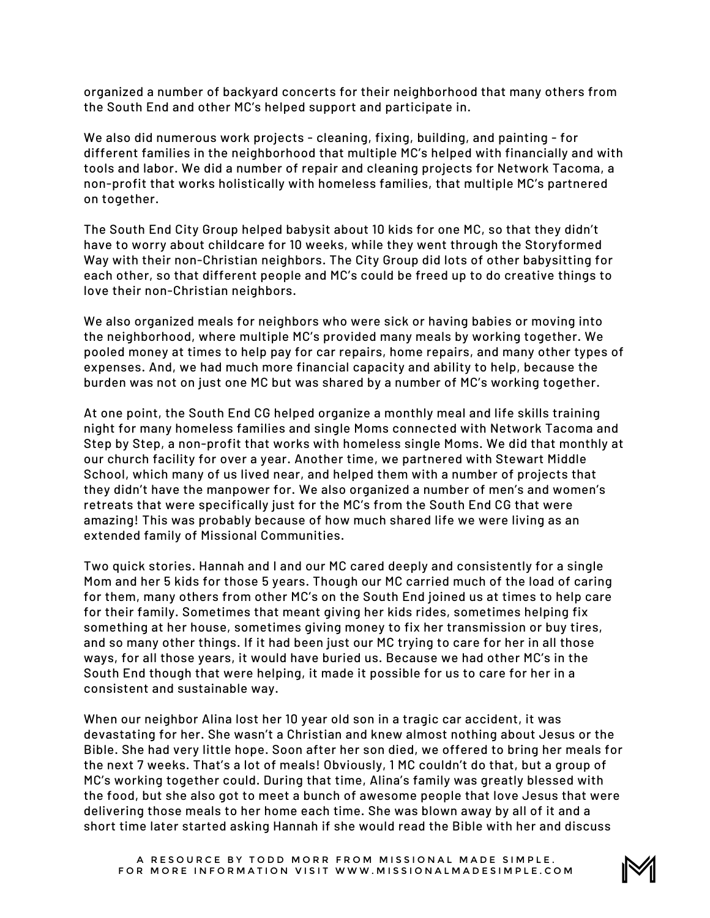organized a number of backyard concerts for their neighborhood that many others from the South End and other MC's helped support and participate in.

We also did numerous work projects - cleaning, fixing, building, and painting - for different families in the neighborhood that multiple MC's helped with financially and with tools and labor. We did a number of repair and cleaning projects for Network Tacoma, a non-profit that works holistically with homeless families, that multiple MC's partnered on together.

The South End City Group helped babysit about 10 kids for one MC, so that they didn't have to worry about childcare for 10 weeks, while they went through the Storyformed Way with their non-Christian neighbors. The City Group did lots of other babysitting for each other, so that different people and MC's could be freed up to do creative things to love their non-Christian neighbors.

We also organized meals for neighbors who were sick or having babies or moving into the neighborhood, where multiple MC's provided many meals by working together. We pooled money at times to help pay for car repairs, home repairs, and many other types of expenses. And, we had much more financial capacity and ability to help, because the burden was not on just one MC but was shared by a number of MC's working together.

At one point, the South End CG helped organize a monthly meal and life skills training night for many homeless families and single Moms connected with Network Tacoma and Step by Step, a non-profit that works with homeless single Moms. We did that monthly at our church facility for over a year. Another time, we partnered with Stewart Middle School, which many of us lived near, and helped them with a number of projects that they didn't have the manpower for. We also organized a number of men's and women's retreats that were specifically just for the MC's from the South End CG that were amazing! This was probably because of how much shared life we were living as an extended family of Missional Communities.

Two quick stories. Hannah and I and our MC cared deeply and consistently for a single Mom and her 5 kids for those 5 years. Though our MC carried much of the load of caring for them, many others from other MC's on the South End joined us at times to help care for their family. Sometimes that meant giving her kids rides, sometimes helping fix something at her house, sometimes giving money to fix her transmission or buy tires, and so many other things. If it had been just our MC trying to care for her in all those ways, for all those years, it would have buried us. Because we had other MC's in the South End though that were helping, it made it possible for us to care for her in a consistent and sustainable way.

When our neighbor Alina lost her 10 year old son in a tragic car accident, it was devastating for her. She wasn't a Christian and knew almost nothing about Jesus or the Bible. She had very little hope. Soon after her son died, we offered to bring her meals for the next 7 weeks. That's a lot of meals! Obviously, 1 MC couldn't do that, but a group of MC's working together could. During that time, Alina's family was greatly blessed with the food, but she also got to meet a bunch of awesome people that love Jesus that were delivering those meals to her home each time. She was blown away by all of it and a short time later started asking Hannah if she would read the Bible with her and discuss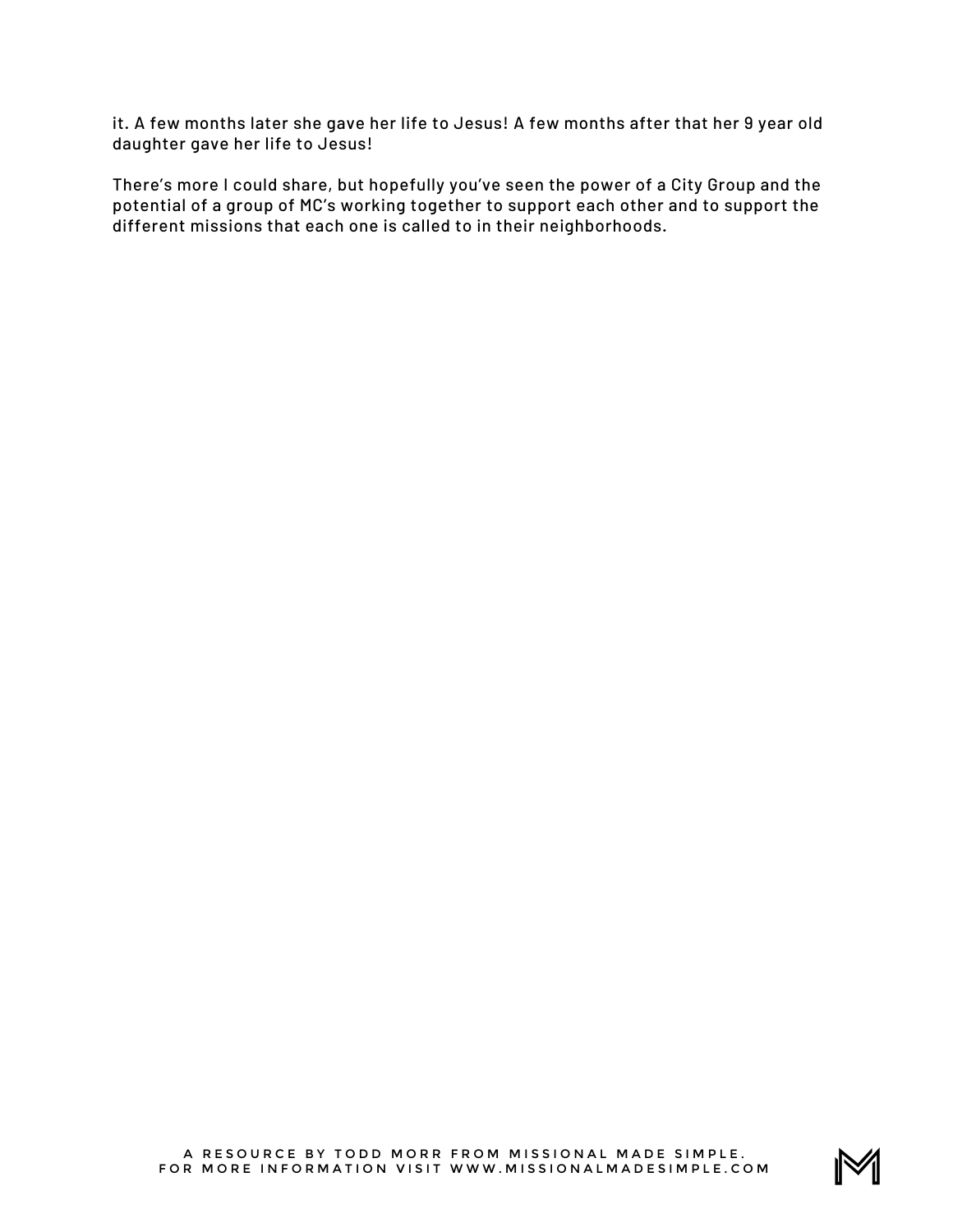it. A few months later she gave her life to Jesus! A few months after that her 9 year old daughter gave her life to Jesus!

There's more I could share, but hopefully you've seen the power of a City Group and the potential of a group of MC's working together to support each other and to support the different missions that each one is called to in their neighborhoods.